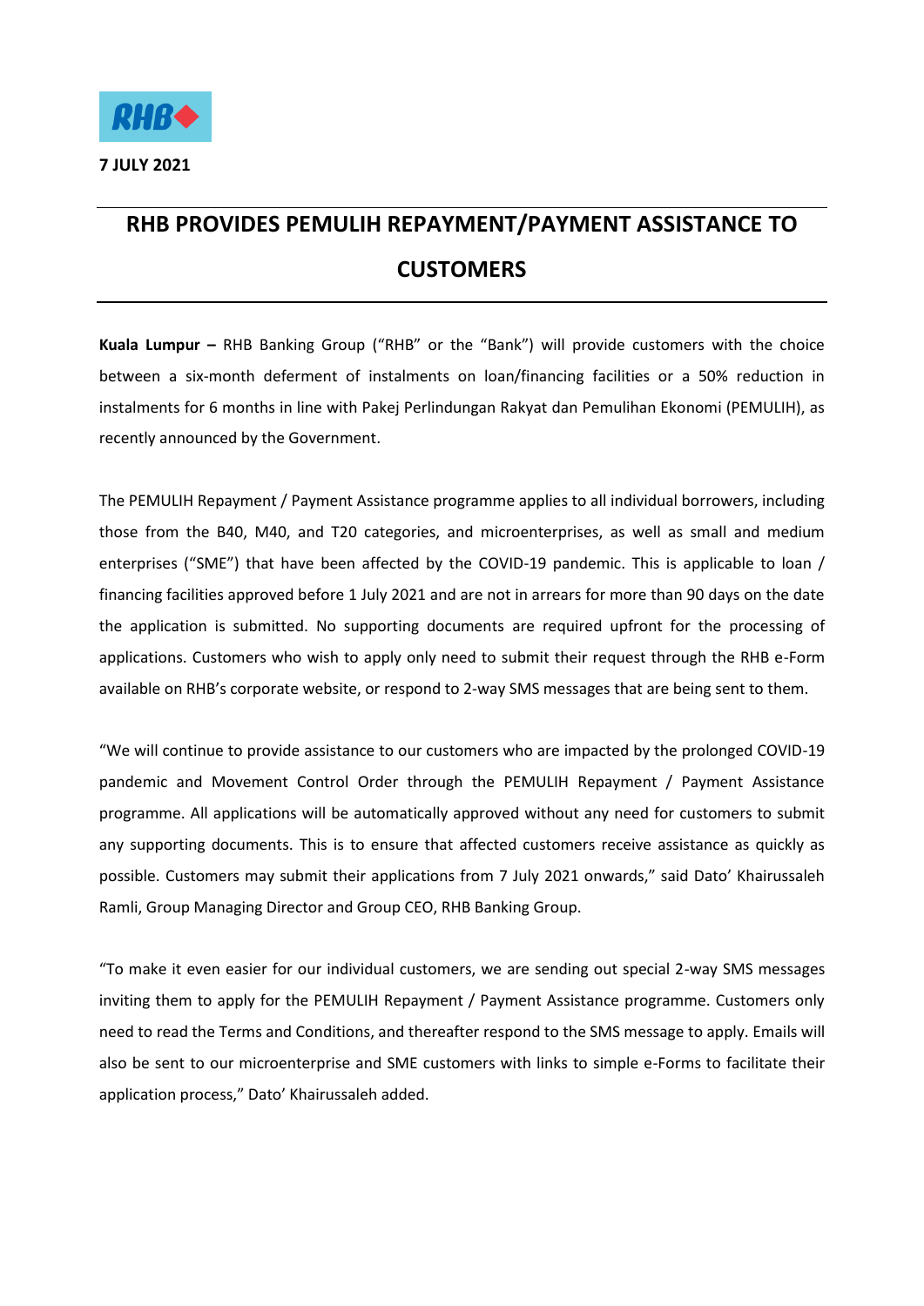**7 JULY 2021**

# RHB PROVIDES PEMULIH REPAYMENT/PAYMENT ASSISTANCE TO CUSTOMERS

**Kuala Lumpur –** RHB Banking Group ("RHB" or the "Bank") will provide customers with the choice between a six-month deferment of instalments on loan/financing facilities or a 50% reduction in instalments for 6 months in line with Pakej Perlindungan Rakyat dan Pemulihan Ekonomi (PEMULIH), as recently announced by the Government.

The PEMULIH Repayment / Payment Assistance programme applies to all individual borrowers, including those from the B40, M40, and T20 categories, and microenterprises, as well as small and medium enterprises ("SME") that have been affected by the COVID-19 pandemic. This is applicable to loan / financing facilities approved before 1 July 2021 and are not in arrears for more than 90 days on the date the application is submitted. No supporting documents are required upfront for the processing of applications. Customers who wish to apply only need to submit their request through the RHB e-Form available on RHB's corporate website, or respond to 2-way SMS messages that are being sent to them.

"We will continue to provide assistance to our customers who are impacted by the prolonged COVID-19 pandemic and Movement Control Order through the PEMULIH Repayment / Payment Assistance programme. All applications will be automatically approved without any need for customers to submit any supporting documents. This is to ensure that affected customers receive assistance as quickly as possible. Customers may submit their applications from 7 July 2021 onwards," said Dato' Khairussaleh Ramli, Group Managing Director and Group CEO, RHB Banking Group.

"To make it even easier for our individual customers, we are sending out special 2-way SMS messages inviting them to apply for the PEMULIH Repayment / Payment Assistance programme. Customers only need to read the Terms and Conditions, and thereafter respond to the SMS message to apply. Emails will also be sent to our microenterprise and SME customers with links to simple e-Forms to facilitate their application process," Dato' Khairussaleh added.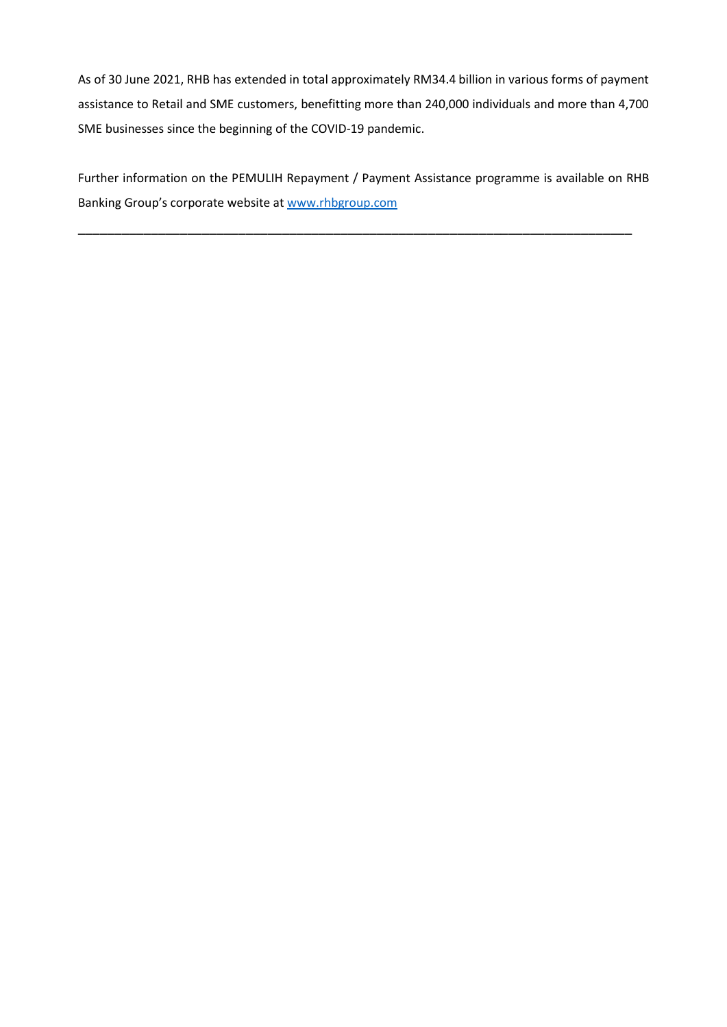As of 30 June 2021, RHB has extended in total approximately RM34.4 billion in various forms of payment assistance to Retail and SME customers, benefitting more than 240,000 individuals and more than 4,700 SME businesses since the beginning of the COVID-19 pandemic.

Further information on the PEMULIH Repayment / Payment Assistance programme is available on RHB Banking Group's corporate website at [www.rhbgroup.com](http://www.rhbgroup.com)

---